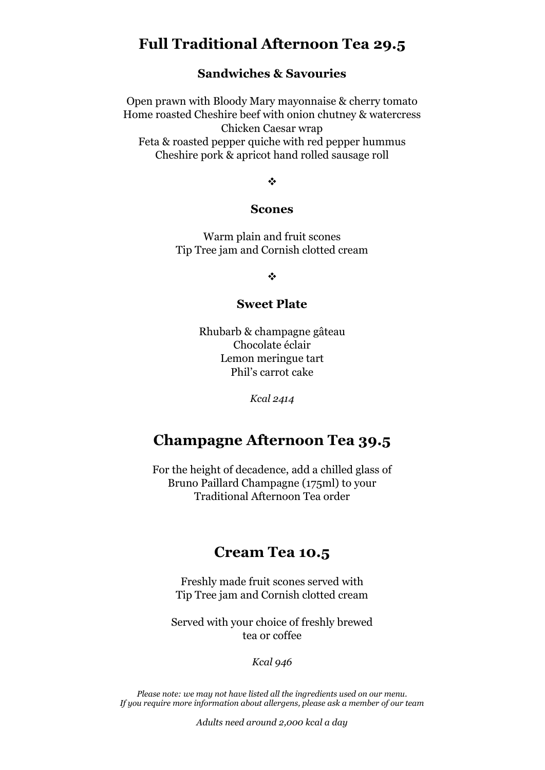# Full Traditional Afternoon Tea 29.5

### Sandwiches & Savouries

Open prawn with Bloody Mary mayonnaise & cherry tomato
Home roasted Cheshire beef with onion chutney & watercress
Chicken Caesar wrap
Feta & roasted pepper quiche with red pepper hummus
Cheshire pork & apricot hand rolled sausage roll

❖

### Scones

Warm plain and fruit scones
Tip Tree jam and Cornish clotted cream

❖

### Sweet Plate

Rhubarb & champagne gâteau
Chocolate éclair
Lemon meringue tart
Phil's carrot cake

*Kcal 2414*

# Champagne Afternoon Tea 39.5

For the height of decadence, add a chilled glass of
Bruno Paillard Champagne (175ml) to your
Traditional Afternoon Tea order

# Cream Tea 10.5

Freshly made fruit scones served with
Tip Tree jam and Cornish clotted cream

Served with your choice of freshly brewed
tea or coffee

*Kcal 946*

*Please note: we may not have listed all the ingredients used on our menu.*
*If you require more information about allergens, please ask a member of our team*

*Adults need around 2,000 kcal a day*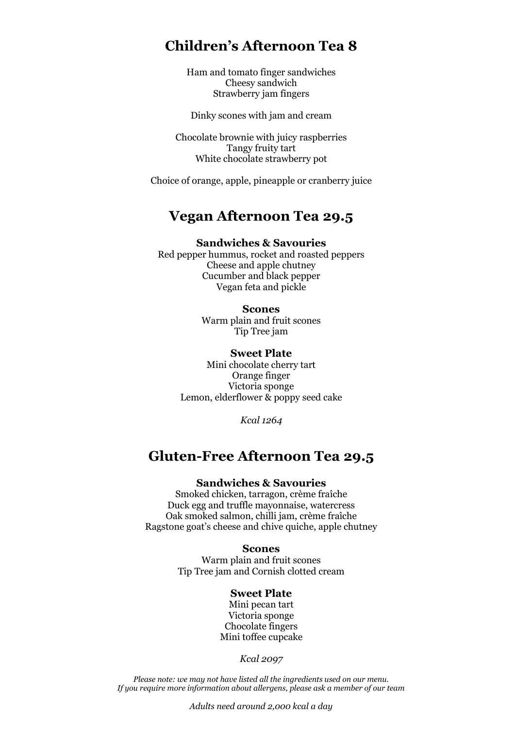## Children's Afternoon Tea 8

Ham and tomato finger sandwiches
Cheesy sandwich
Strawberry jam fingers

Dinky scones with jam and cream

Chocolate brownie with juicy raspberries
Tangy fruity tart
White chocolate strawberry pot

Choice of orange, apple, pineapple or cranberry juice

## Vegan Afternoon Tea 29.5

**Sandwiches & Savouries**
Red pepper hummus, rocket and roasted peppers
Cheese and apple chutney
Cucumber and black pepper
Vegan feta and pickle

**Scones**
Warm plain and fruit scones
Tip Tree jam

**Sweet Plate**
Mini chocolate cherry tart
Orange finger
Victoria sponge
Lemon, elderflower & poppy seed cake

*Kcal 1264*

## Gluten-Free Afternoon Tea 29.5

**Sandwiches & Savouries**
Smoked chicken, tarragon, crème fraîche
Duck egg and truffle mayonnaise, watercress
Oak smoked salmon, chilli jam, crème fraîche
Ragstone goat's cheese and chive quiche, apple chutney

**Scones**
Warm plain and fruit scones
Tip Tree jam and Cornish clotted cream

**Sweet Plate**
Mini pecan tart
Victoria sponge
Chocolate fingers
Mini toffee cupcake

*Kcal 2097*

*Please note: we may not have listed all the ingredients used on our menu.*
*If you require more information about allergens, please ask a member of our team*

*Adults need around 2,000 kcal a day*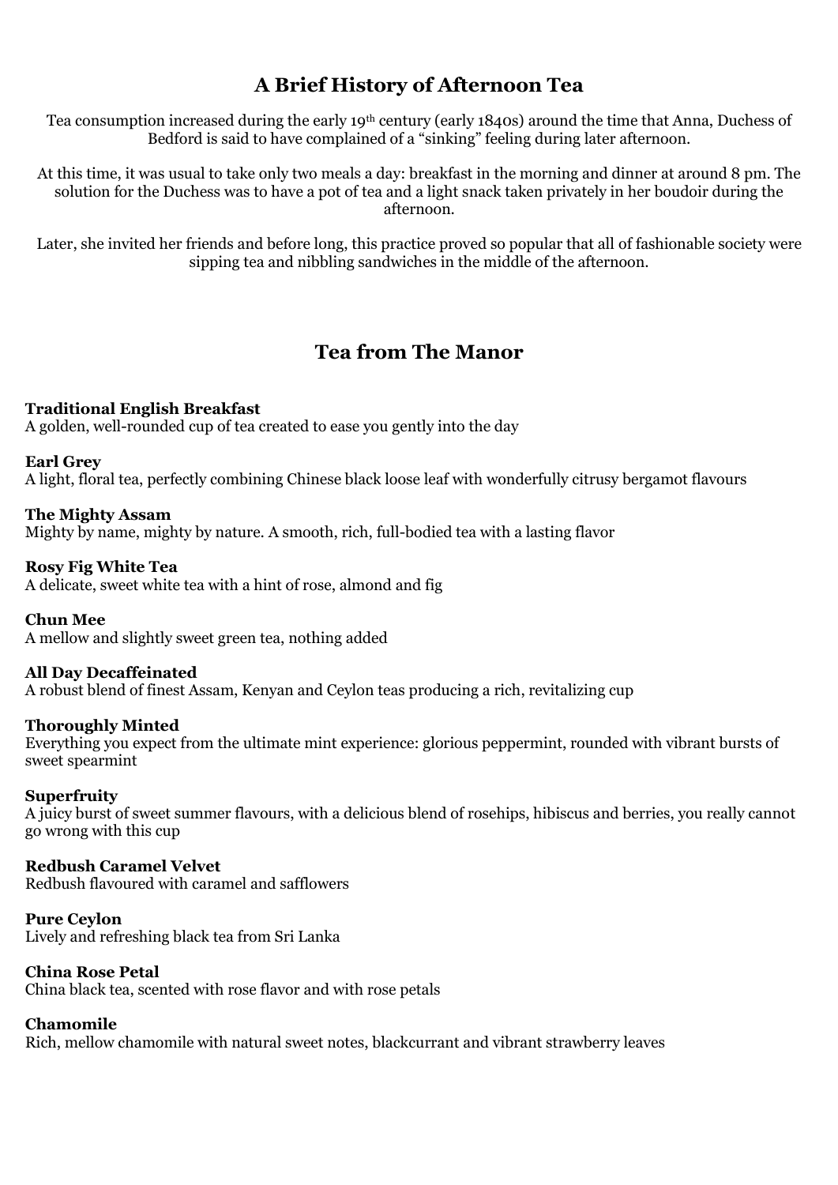## A Brief History of Afternoon Tea

Tea consumption increased during the early 19th century (early 1840s) around the time that Anna, Duchess of Bedford is said to have complained of a "sinking" feeling during later afternoon.

At this time, it was usual to take only two meals a day: breakfast in the morning and dinner at around 8 pm. The solution for the Duchess was to have a pot of tea and a light snack taken privately in her boudoir during the afternoon.

Later, she invited her friends and before long, this practice proved so popular that all of fashionable society were sipping tea and nibbling sandwiches in the middle of the afternoon.

## Tea from The Manor

**Traditional English Breakfast**
A golden, well-rounded cup of tea created to ease you gently into the day

**Earl Grey**
A light, floral tea, perfectly combining Chinese black loose leaf with wonderfully citrusy bergamot flavours

**The Mighty Assam**
Mighty by name, mighty by nature. A smooth, rich, full-bodied tea with a lasting flavor

**Rosy Fig White Tea**
A delicate, sweet white tea with a hint of rose, almond and fig

**Chun Mee**
A mellow and slightly sweet green tea, nothing added

**All Day Decaffeinated**
A robust blend of finest Assam, Kenyan and Ceylon teas producing a rich, revitalizing cup

**Thoroughly Minted**
Everything you expect from the ultimate mint experience: glorious peppermint, rounded with vibrant bursts of sweet spearmint

**Superfruity**
A juicy burst of sweet summer flavours, with a delicious blend of rosehips, hibiscus and berries, you really cannot go wrong with this cup

**Redbush Caramel Velvet**
Redbush flavoured with caramel and safflowers

**Pure Ceylon**
Lively and refreshing black tea from Sri Lanka

**China Rose Petal**
China black tea, scented with rose flavor and with rose petals

**Chamomile**
Rich, mellow chamomile with natural sweet notes, blackcurrant and vibrant strawberry leaves